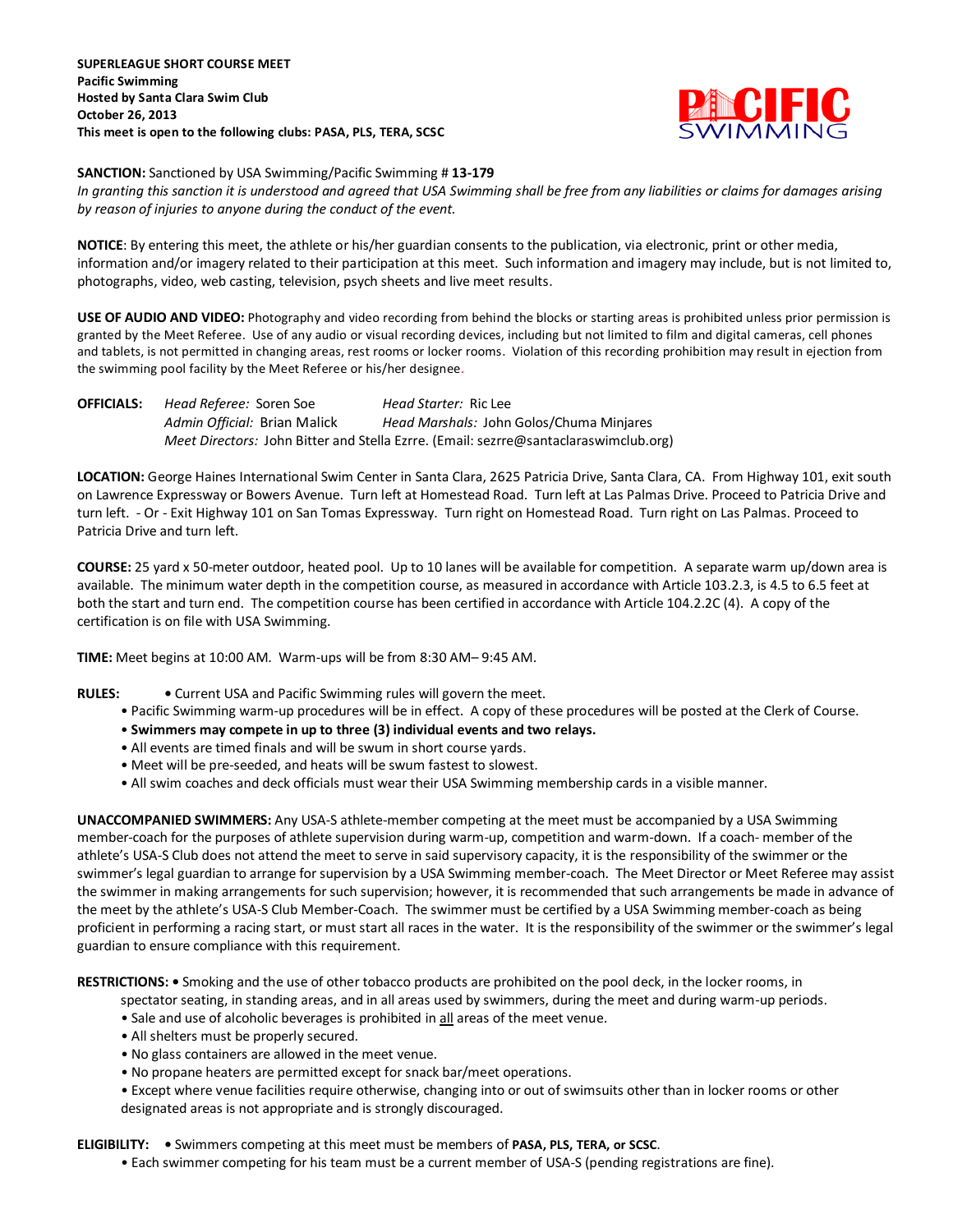**SUPERLEAGUE SHORT COURSE MEET**
**Pacific Swimming**
**Hosted by Santa Clara Swim Club**
**October 26, 2013**
**This meet is open to the following clubs: PASA, PLS, TERA, SCSC**

**SANCTION:** Sanctioned by USA Swimming/Pacific Swimming # **13-179**
*In granting this sanction it is understood and agreed that USA Swimming shall be free from any liabilities or claims for damages arising by reason of injuries to anyone during the conduct of the event.*

**NOTICE**: By entering this meet, the athlete or his/her guardian consents to the publication, via electronic, print or other media, information and/or imagery related to their participation at this meet. Such information and imagery may include, but is not limited to, photographs, video, web casting, television, psych sheets and live meet results.

**USE OF AUDIO AND VIDEO:** Photography and video recording from behind the blocks or starting areas is prohibited unless prior permission is granted by the Meet Referee. Use of any audio or visual recording devices, including but not limited to film and digital cameras, cell phones and tablets, is not permitted in changing areas, rest rooms or locker rooms. Violation of this recording prohibition may result in ejection from the swimming pool facility by the Meet Referee or his/her designee.

**OFFICIALS:** *Head Referee:* Soren Soe *Head Starter:* Ric Lee
*Admin Official:* Brian Malick *Head Marshals:* John Golos/Chuma Minjares
*Meet Directors:* John Bitter and Stella Ezrre. (Email: sezrre@santaclaraswimclub.org)

**LOCATION:** George Haines International Swim Center in Santa Clara, 2625 Patricia Drive, Santa Clara, CA. From Highway 101, exit south on Lawrence Expressway or Bowers Avenue. Turn left at Homestead Road. Turn left at Las Palmas Drive. Proceed to Patricia Drive and turn left. - Or - Exit Highway 101 on San Tomas Expressway. Turn right on Homestead Road. Turn right on Las Palmas. Proceed to Patricia Drive and turn left.

**COURSE:** 25 yard x 50-meter outdoor, heated pool. Up to 10 lanes will be available for competition. A separate warm up/down area is available. The minimum water depth in the competition course, as measured in accordance with Article 103.2.3, is 4.5 to 6.5 feet at both the start and turn end. The competition course has been certified in accordance with Article 104.2.2C (4). A copy of the certification is on file with USA Swimming.

**TIME:** Meet begins at 10:00 AM. Warm-ups will be from 8:30 AM– 9:45 AM.

**RULES:**
- Current USA and Pacific Swimming rules will govern the meet.
- Pacific Swimming warm-up procedures will be in effect. A copy of these procedures will be posted at the Clerk of Course.
- **Swimmers may compete in up to three (3) individual events and two relays.**
- All events are timed finals and will be swum in short course yards.
- Meet will be pre-seeded, and heats will be swum fastest to slowest.
- All swim coaches and deck officials must wear their USA Swimming membership cards in a visible manner.

**UNACCOMPANIED SWIMMERS:** Any USA-S athlete-member competing at the meet must be accompanied by a USA Swimming member-coach for the purposes of athlete supervision during warm-up, competition and warm-down. If a coach- member of the athlete's USA-S Club does not attend the meet to serve in said supervisory capacity, it is the responsibility of the swimmer or the swimmer's legal guardian to arrange for supervision by a USA Swimming member-coach. The Meet Director or Meet Referee may assist the swimmer in making arrangements for such supervision; however, it is recommended that such arrangements be made in advance of the meet by the athlete's USA-S Club Member-Coach. The swimmer must be certified by a USA Swimming member-coach as being proficient in performing a racing start, or must start all races in the water. It is the responsibility of the swimmer or the swimmer's legal guardian to ensure compliance with this requirement.

**RESTRICTIONS:**
- Smoking and the use of other tobacco products are prohibited on the pool deck, in the locker rooms, in spectator seating, in standing areas, and in all areas used by swimmers, during the meet and during warm-up periods.
- Sale and use of alcoholic beverages is prohibited in all areas of the meet venue.
- All shelters must be properly secured.
- No glass containers are allowed in the meet venue.
- No propane heaters are permitted except for snack bar/meet operations.
- Except where venue facilities require otherwise, changing into or out of swimsuits other than in locker rooms or other designated areas is not appropriate and is strongly discouraged.

**ELIGIBILITY:**
- Swimmers competing at this meet must be members of **PASA, PLS, TERA, or SCSC**.
- Each swimmer competing for his team must be a current member of USA-S (pending registrations are fine).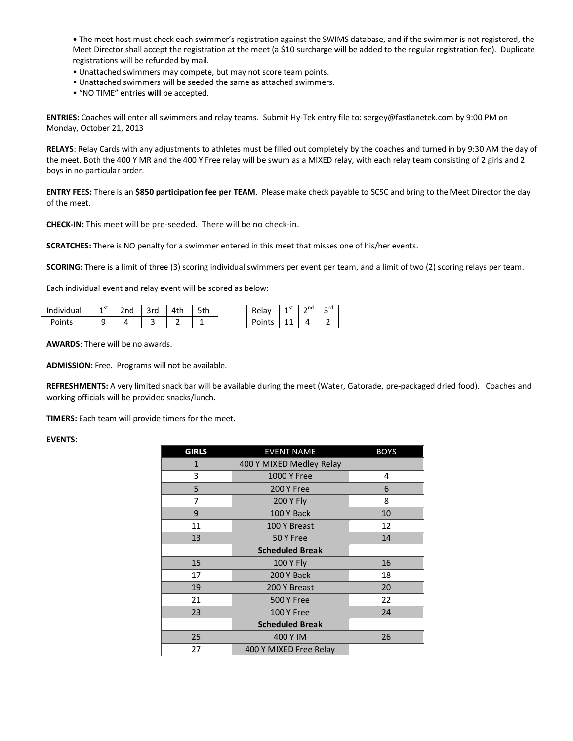- The meet host must check each swimmer's registration against the SWIMS database, and if the swimmer is not registered, the Meet Director shall accept the registration at the meet (a $10 surcharge will be added to the regular registration fee). Duplicate registrations will be refunded by mail.
- Unattached swimmers may compete, but may not score team points.
- Unattached swimmers will be seeded the same as attached swimmers.
- "NO TIME" entries **will** be accepted.

**ENTRIES:** Coaches will enter all swimmers and relay teams. Submit Hy-Tek entry file to: sergey@fastlanetek.com by 9:00 PM on Monday, October 21, 2013

**RELAYS**: Relay Cards with any adjustments to athletes must be filled out completely by the coaches and turned in by 9:30 AM the day of the meet. Both the 400 Y MR and the 400 Y Free relay will be swum as a MIXED relay, with each relay team consisting of 2 girls and 2 boys in no particular order.

**ENTRY FEES:** There is an **$850 participation fee per TEAM**. Please make check payable to SCSC and bring to the Meet Director the day of the meet.

**CHECK-IN:** This meet will be pre-seeded. There will be no check-in.

**SCRATCHES:** There is NO penalty for a swimmer entered in this meet that misses one of his/her events.

**SCORING:** There is a limit of three (3) scoring individual swimmers per event per team, and a limit of two (2) scoring relays per team.

Each individual event and relay event will be scored as below:

| Individual | 1st | 2nd | 3rd | 4th | 5th |
|---|---|---|---|---|---|
| Points | 9 | 4 | 3 | 2 | 1 |

| Relay | 1st | 2nd | 3rd |
|---|---|---|---|
| Points | 11 | 4 | 2 |

**AWARDS**: There will be no awards.

**ADMISSION:** Free. Programs will not be available.

**REFRESHMENTS:** A very limited snack bar will be available during the meet (Water, Gatorade, pre-packaged dried food). Coaches and working officials will be provided snacks/lunch.

**TIMERS:** Each team will provide timers for the meet.

**EVENTS**:

| GIRLS | EVENT NAME | BOYS |
|---|---|---|
| 1 | 400 Y MIXED Medley Relay | |
| 3 | 1000 Y Free | 4 |
| 5 | 200 Y Free | 6 |
| 7 | 200 Y Fly | 8 |
| 9 | 100 Y Back | 10 |
| 11 | 100 Y Breast | 12 |
| 13 | 50 Y Free | 14 |
| | **Scheduled Break** | |
| 15 | 100 Y Fly | 16 |
| 17 | 200 Y Back | 18 |
| 19 | 200 Y Breast | 20 |
| 21 | 500 Y Free | 22 |
| 23 | 100 Y Free | 24 |
| | **Scheduled Break** | |
| 25 | 400 Y IM | 26 |
| 27 | 400 Y MIXED Free Relay | |